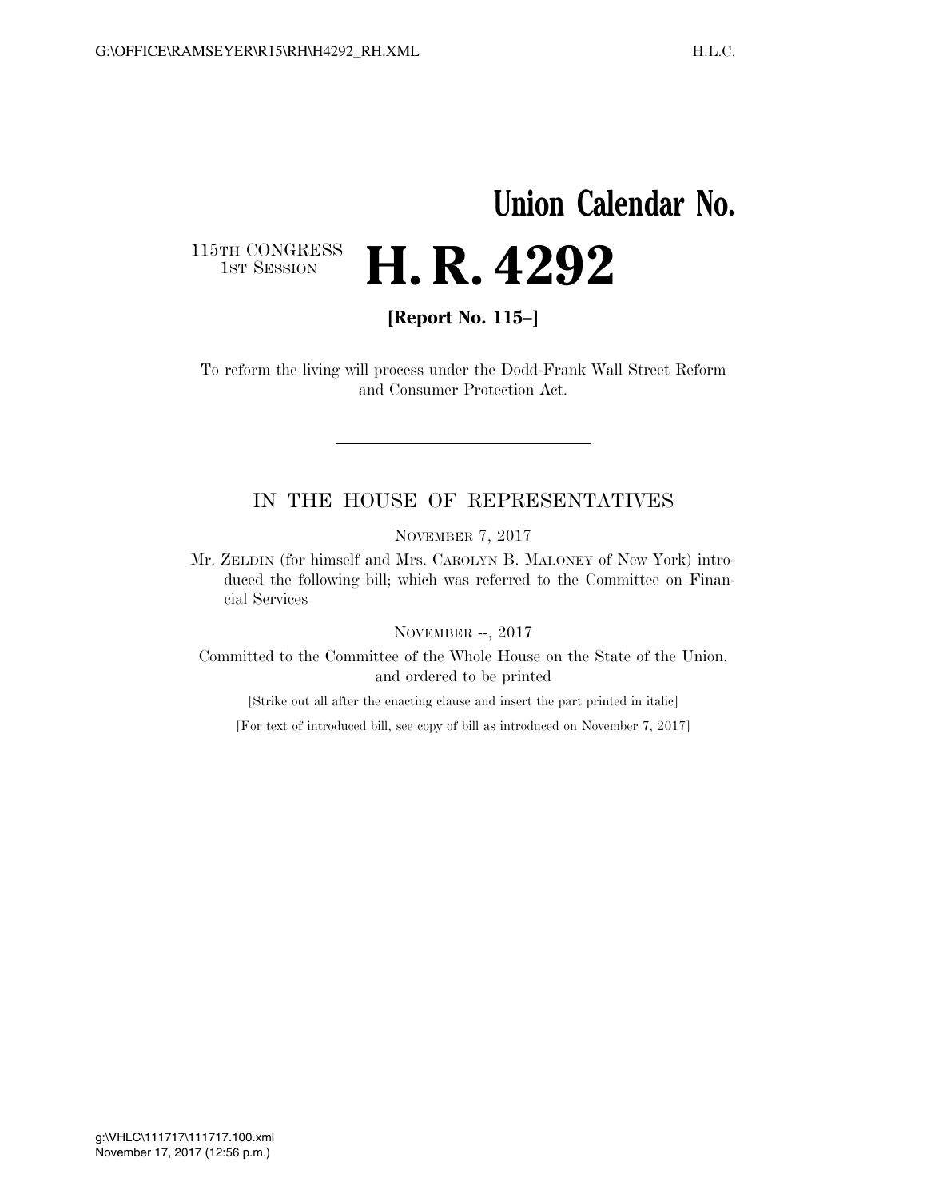# Union Calendar No.

115TH CONGRESS
1ST SESSION

# H. R. 4292

**[Report No. 115–]**

To reform the living will process under the Dodd-Frank Wall Street Reform and Consumer Protection Act.

---

## IN THE HOUSE OF REPRESENTATIVES

NOVEMBER 7, 2017

Mr. ZELDIN (for himself and Mrs. CAROLYN B. MALONEY of New York) introduced the following bill; which was referred to the Committee on Financial Services

NOVEMBER --, 2017

Committed to the Committee of the Whole House on the State of the Union, and ordered to be printed

[Strike out all after the enacting clause and insert the part printed in italic]

[For text of introduced bill, see copy of bill as introduced on November 7, 2017]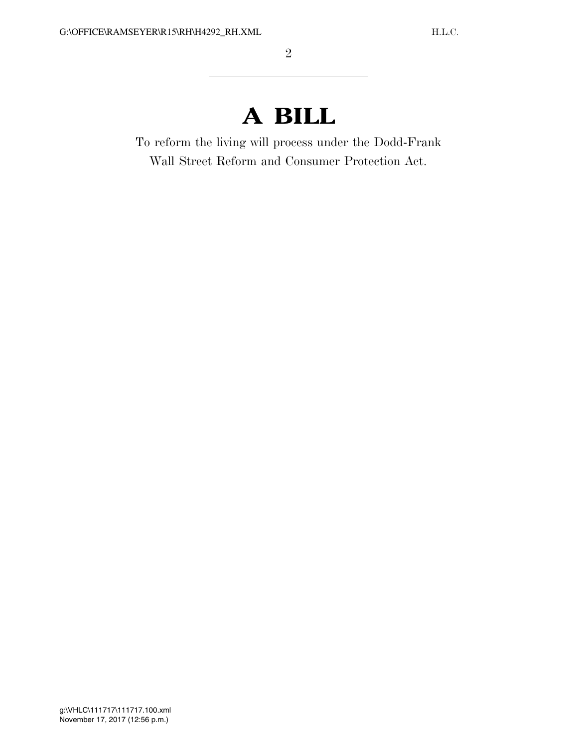# A BILL

To reform the living will process under the Dodd-Frank Wall Street Reform and Consumer Protection Act.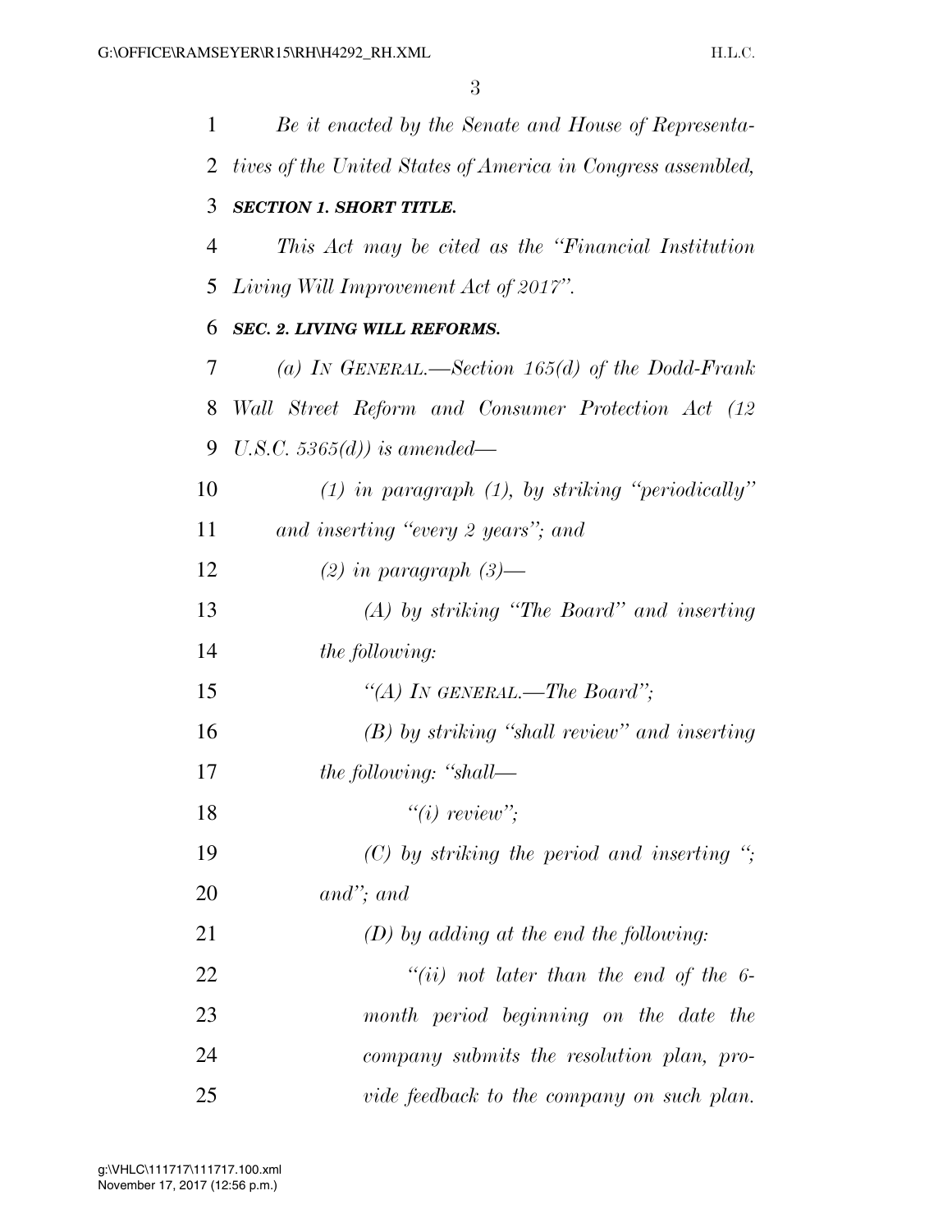*Be it enacted by the Senate and House of Representatives of the United States of America in Congress assembled,*

***SECTION 1. SHORT TITLE.***

*This Act may be cited as the "Financial Institution Living Will Improvement Act of 2017".*

***SEC. 2. LIVING WILL REFORMS.***

*(a) IN GENERAL.—Section 165(d) of the Dodd-Frank Wall Street Reform and Consumer Protection Act (12 U.S.C. 5365(d)) is amended—*

*(1) in paragraph (1), by striking "periodically" and inserting "every 2 years"; and*

*(2) in paragraph (3)—*

*(A) by striking "The Board" and inserting the following:*

*"(A) IN GENERAL.—The Board";*

*(B) by striking "shall review" and inserting the following: "shall—*

*"(i) review";*

*(C) by striking the period and inserting "; and"; and*

*(D) by adding at the end the following:*

*"(ii) not later than the end of the 6-month period beginning on the date the company submits the resolution plan, provide feedback to the company on such plan.*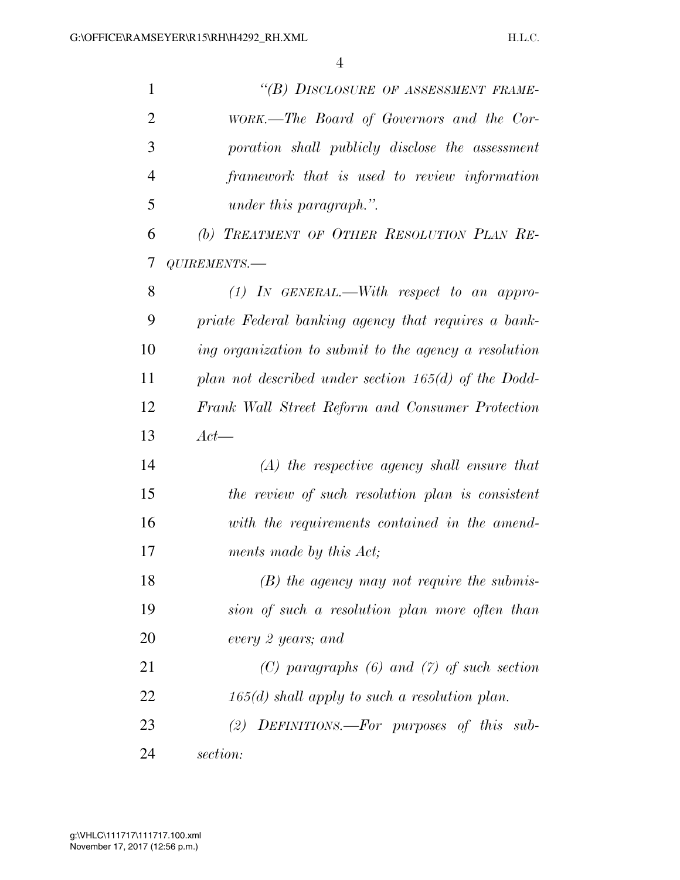*"(B) DISCLOSURE OF ASSESSMENT FRAMEWORK.—The Board of Governors and the Corporation shall publicly disclose the assessment framework that is used to review information under this paragraph.".*

*(b) TREATMENT OF OTHER RESOLUTION PLAN REQUIREMENTS.—*

*(1) IN GENERAL.—With respect to an appropriate Federal banking agency that requires a banking organization to submit to the agency a resolution plan not described under section 165(d) of the Dodd-Frank Wall Street Reform and Consumer Protection Act—*

*(A) the respective agency shall ensure that the review of such resolution plan is consistent with the requirements contained in the amendments made by this Act;*

*(B) the agency may not require the submission of such a resolution plan more often than every 2 years; and*

*(C) paragraphs (6) and (7) of such section 165(d) shall apply to such a resolution plan.*

*(2) DEFINITIONS.—For purposes of this subsection:*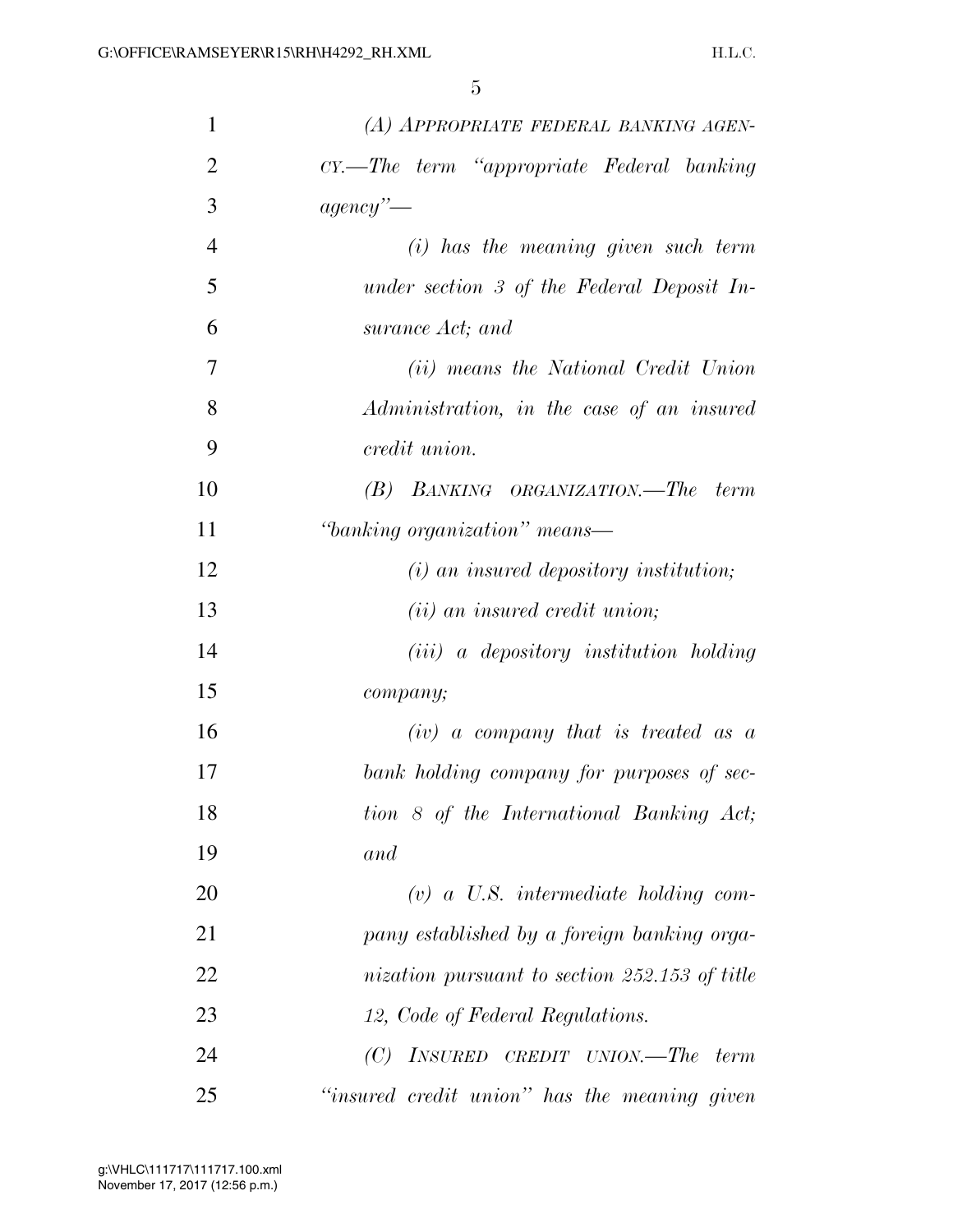*(A) APPROPRIATE FEDERAL BANKING AGENCY.—The term "appropriate Federal banking agency"—*

*(i) has the meaning given such term under section 3 of the Federal Deposit Insurance Act; and*

*(ii) means the National Credit Union Administration, in the case of an insured credit union.*

*(B) BANKING ORGANIZATION.—The term "banking organization" means—*

*(i) an insured depository institution;*

*(ii) an insured credit union;*

*(iii) a depository institution holding company;*

*(iv) a company that is treated as a bank holding company for purposes of section 8 of the International Banking Act; and*

*(v) a U.S. intermediate holding company established by a foreign banking organization pursuant to section 252.153 of title 12, Code of Federal Regulations.*

*(C) INSURED CREDIT UNION.—The term "insured credit union" has the meaning given*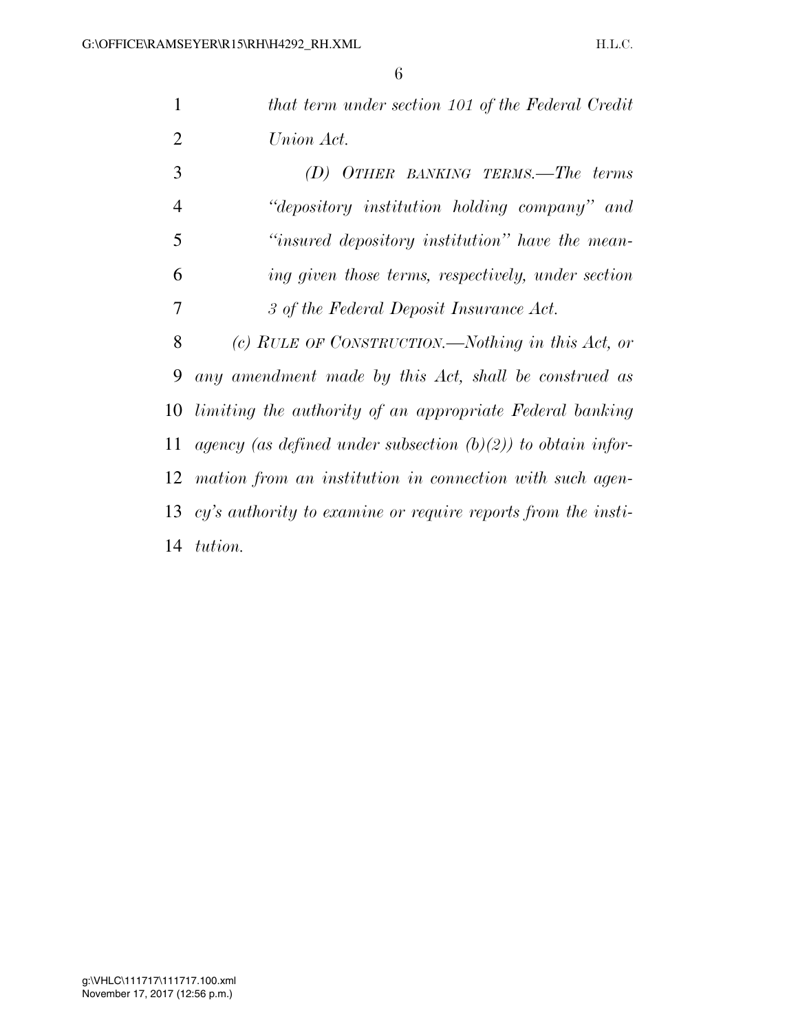*that term under section 101 of the Federal Credit Union Act.*

*(D) OTHER BANKING TERMS.—The terms "depository institution holding company" and "insured depository institution" have the meaning given those terms, respectively, under section 3 of the Federal Deposit Insurance Act.*

*(c) RULE OF CONSTRUCTION.—Nothing in this Act, or any amendment made by this Act, shall be construed as limiting the authority of an appropriate Federal banking agency (as defined under subsection (b)(2)) to obtain information from an institution in connection with such agency's authority to examine or require reports from the institution.*